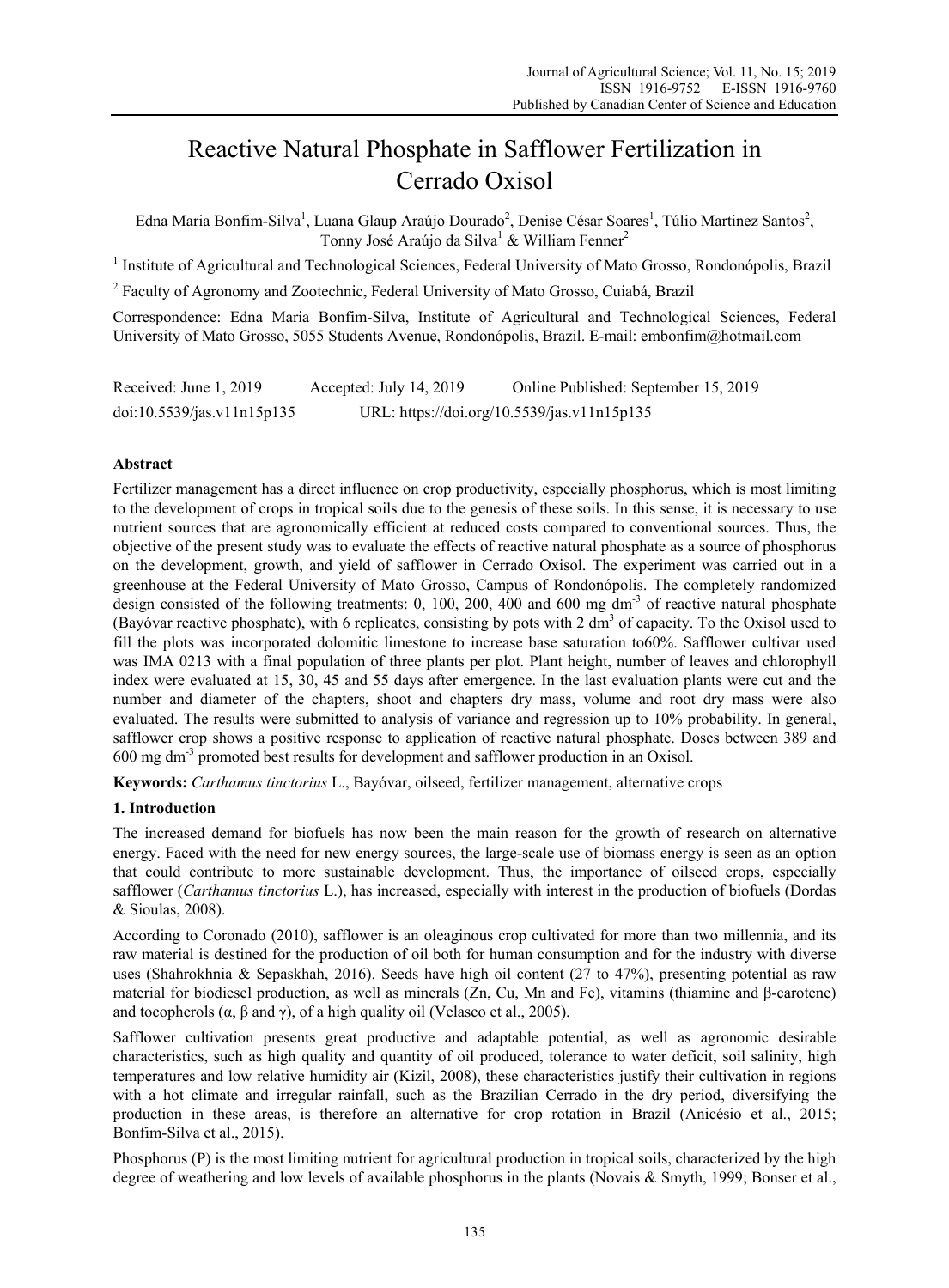# Reactive Natural Phosphate in Safflower Fertilization in Cerrado Oxisol

Edna Maria Bonfim-Silva[1], Luana Glaup Araújo Dourado[2], Denise César Soares[1], Túlio Martinez Santos[2], Tonny José Araújo da Silva[1] & William Fenner[2]

[1] Institute of Agricultural and Technological Sciences, Federal University of Mato Grosso, Rondonópolis, Brazil

[2] Faculty of Agronomy and Zootechnic, Federal University of Mato Grosso, Cuiabá, Brazil

Correspondence: Edna Maria Bonfim-Silva, Institute of Agricultural and Technological Sciences, Federal University of Mato Grosso, 5055 Students Avenue, Rondonópolis, Brazil. E-mail: embonfim@hotmail.com

Received: June 1, 2019 Accepted: July 14, 2019 Online Published: September 15, 2019

doi:10.5539/jas.v11n15p135 URL: https://doi.org/10.5539/jas.v11n15p135

## Abstract

Fertilizer management has a direct influence on crop productivity, especially phosphorus, which is most limiting to the development of crops in tropical soils due to the genesis of these soils. In this sense, it is necessary to use nutrient sources that are agronomically efficient at reduced costs compared to conventional sources. Thus, the objective of the present study was to evaluate the effects of reactive natural phosphate as a source of phosphorus on the development, growth, and yield of safflower in Cerrado Oxisol. The experiment was carried out in a greenhouse at the Federal University of Mato Grosso, Campus of Rondonópolis. The completely randomized design consisted of the following treatments: 0, 100, 200, 400 and 600 mg dm$^{-3}$ of reactive natural phosphate (Bayóvar reactive phosphate), with 6 replicates, consisting by pots with 2 dm$^{3}$ of capacity. To the Oxisol used to fill the plots was incorporated dolomitic limestone to increase base saturation to60%. Safflower cultivar used was IMA 0213 with a final population of three plants per plot. Plant height, number of leaves and chlorophyll index were evaluated at 15, 30, 45 and 55 days after emergence. In the last evaluation plants were cut and the number and diameter of the chapters, shoot and chapters dry mass, volume and root dry mass were also evaluated. The results were submitted to analysis of variance and regression up to 10% probability. In general, safflower crop shows a positive response to application of reactive natural phosphate. Doses between 389 and 600 mg dm$^{-3}$ promoted best results for development and safflower production in an Oxisol.

**Keywords:** *Carthamus tinctorius* L., Bayóvar, oilseed, fertilizer management, alternative crops

## 1. Introduction

The increased demand for biofuels has now been the main reason for the growth of research on alternative energy. Faced with the need for new energy sources, the large-scale use of biomass energy is seen as an option that could contribute to more sustainable development. Thus, the importance of oilseed crops, especially safflower (*Carthamus tinctorius* L.), has increased, especially with interest in the production of biofuels (Dordas & Sioulas, 2008).

According to Coronado (2010), safflower is an oleaginous crop cultivated for more than two millennia, and its raw material is destined for the production of oil both for human consumption and for the industry with diverse uses (Shahrokhnia & Sepaskhah, 2016). Seeds have high oil content (27 to 47%), presenting potential as raw material for biodiesel production, as well as minerals (Zn, Cu, Mn and Fe), vitamins (thiamine and β-carotene) and tocopherols (α, β and γ), of a high quality oil (Velasco et al., 2005).

Safflower cultivation presents great productive and adaptable potential, as well as agronomic desirable characteristics, such as high quality and quantity of oil produced, tolerance to water deficit, soil salinity, high temperatures and low relative humidity air (Kizil, 2008), these characteristics justify their cultivation in regions with a hot climate and irregular rainfall, such as the Brazilian Cerrado in the dry period, diversifying the production in these areas, is therefore an alternative for crop rotation in Brazil (Anicésio et al., 2015; Bonfim-Silva et al., 2015).

Phosphorus (P) is the most limiting nutrient for agricultural production in tropical soils, characterized by the high degree of weathering and low levels of available phosphorus in the plants (Novais & Smyth, 1999; Bonser et al.,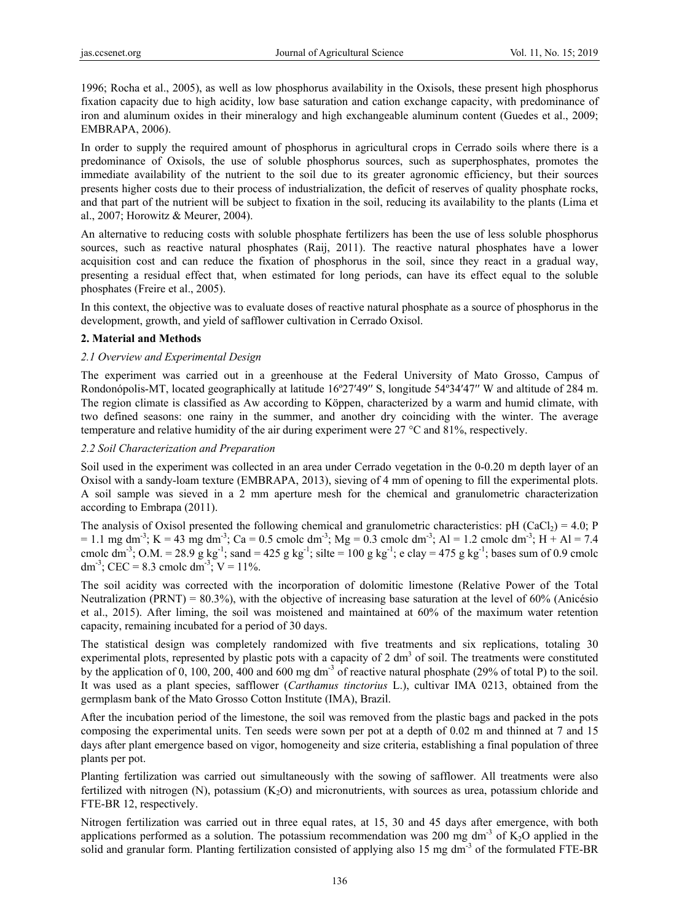1996; Rocha et al., 2005), as well as low phosphorus availability in the Oxisols, these present high phosphorus fixation capacity due to high acidity, low base saturation and cation exchange capacity, with predominance of iron and aluminum oxides in their mineralogy and high exchangeable aluminum content (Guedes et al., 2009; EMBRAPA, 2006).

In order to supply the required amount of phosphorus in agricultural crops in Cerrado soils where there is a predominance of Oxisols, the use of soluble phosphorus sources, such as superphosphates, promotes the immediate availability of the nutrient to the soil due to its greater agronomic efficiency, but their sources presents higher costs due to their process of industrialization, the deficit of reserves of quality phosphate rocks, and that part of the nutrient will be subject to fixation in the soil, reducing its availability to the plants (Lima et al., 2007; Horowitz & Meurer, 2004).

An alternative to reducing costs with soluble phosphate fertilizers has been the use of less soluble phosphorus sources, such as reactive natural phosphates (Raij, 2011). The reactive natural phosphates have a lower acquisition cost and can reduce the fixation of phosphorus in the soil, since they react in a gradual way, presenting a residual effect that, when estimated for long periods, can have its effect equal to the soluble phosphates (Freire et al., 2005).

In this context, the objective was to evaluate doses of reactive natural phosphate as a source of phosphorus in the development, growth, and yield of safflower cultivation in Cerrado Oxisol.

## 2. Material and Methods

### *2.1 Overview and Experimental Design*

The experiment was carried out in a greenhouse at the Federal University of Mato Grosso, Campus of Rondonópolis-MT, located geographically at latitude 16º27′49″ S, longitude 54º34′47″ W and altitude of 284 m. The region climate is classified as Aw according to Köppen, characterized by a warm and humid climate, with two defined seasons: one rainy in the summer, and another dry coinciding with the winter. The average temperature and relative humidity of the air during experiment were 27 °C and 81%, respectively.

### *2.2 Soil Characterization and Preparation*

Soil used in the experiment was collected in an area under Cerrado vegetation in the 0-0.20 m depth layer of an Oxisol with a sandy-loam texture (EMBRAPA, 2013), sieving of 4 mm of opening to fill the experimental plots. A soil sample was sieved in a 2 mm aperture mesh for the chemical and granulometric characterization according to Embrapa (2011).

The analysis of Oxisol presented the following chemical and granulometric characteristics: pH ($CaCl_2$) = 4.0; P = 1.1 mg $dm^{-3}$; K = 43 mg $dm^{-3}$; Ca = 0.5 cmolc $dm^{-3}$; Mg = 0.3 cmolc $dm^{-3}$; Al = 1.2 cmolc $dm^{-3}$; H + Al = 7.4 cmolc $dm^{-3}$; O.M. = 28.9 g $kg^{-1}$; sand = 425 g $kg^{-1}$; silte = 100 g $kg^{-1}$; e clay = 475 g $kg^{-1}$; bases sum of 0.9 cmolc $dm^{-3}$; CEC = 8.3 cmolc $dm^{-3}$; V = 11%.

The soil acidity was corrected with the incorporation of dolomitic limestone (Relative Power of the Total Neutralization (PRNT) = 80.3%), with the objective of increasing base saturation at the level of 60% (Anicésio et al., 2015). After liming, the soil was moistened and maintained at 60% of the maximum water retention capacity, remaining incubated for a period of 30 days.

The statistical design was completely randomized with five treatments and six replications, totaling 30 experimental plots, represented by plastic pots with a capacity of 2 $dm^3$ of soil. The treatments were constituted by the application of 0, 100, 200, 400 and 600 mg $dm^{-3}$ of reactive natural phosphate (29% of total P) to the soil. It was used as a plant species, safflower (*Carthamus tinctorius* L.), cultivar IMA 0213, obtained from the germplasm bank of the Mato Grosso Cotton Institute (IMA), Brazil.

After the incubation period of the limestone, the soil was removed from the plastic bags and packed in the pots composing the experimental units. Ten seeds were sown per pot at a depth of 0.02 m and thinned at 7 and 15 days after plant emergence based on vigor, homogeneity and size criteria, establishing a final population of three plants per pot.

Planting fertilization was carried out simultaneously with the sowing of safflower. All treatments were also fertilized with nitrogen (N), potassium ($K_2O$) and micronutrients, with sources as urea, potassium chloride and FTE-BR 12, respectively.

Nitrogen fertilization was carried out in three equal rates, at 15, 30 and 45 days after emergence, with both applications performed as a solution. The potassium recommendation was 200 mg $dm^{-3}$ of $K_2O$ applied in the solid and granular form. Planting fertilization consisted of applying also 15 mg $dm^{-3}$ of the formulated FTE-BR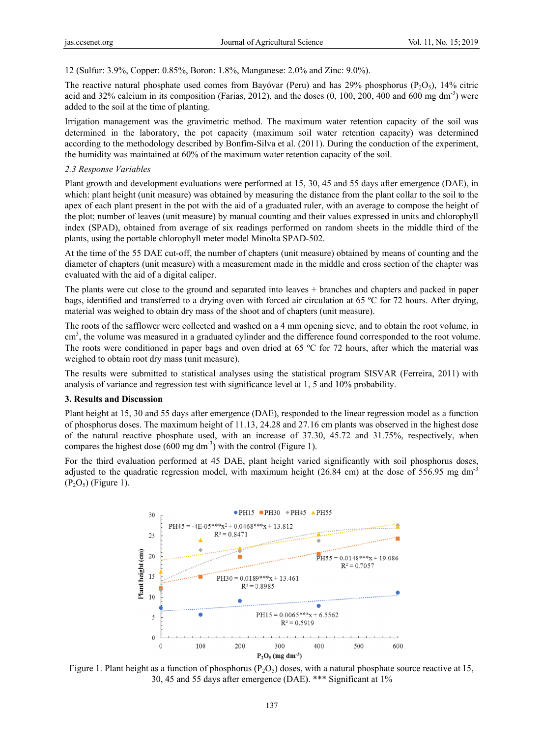12 (Sulfur: 3.9%, Copper: 0.85%, Boron: 1.8%, Manganese: 2.0% and Zinc: 9.0%).

The reactive natural phosphate used comes from Bayóvar (Peru) and has 29% phosphorus ($P_2O_5$), 14% citric acid and 32% calcium in its composition (Farias, 2012), and the doses (0, 100, 200, 400 and 600 mg $dm^{-3}$) were added to the soil at the time of planting.

Irrigation management was the gravimetric method. The maximum water retention capacity of the soil was determined in the laboratory, the pot capacity (maximum soil water retention capacity) was determined according to the methodology described by Bonfim-Silva et al. (2011). During the conduction of the experiment, the humidity was maintained at 60% of the maximum water retention capacity of the soil.

### *2.3 Response Variables*

Plant growth and development evaluations were performed at 15, 30, 45 and 55 days after emergence (DAE), in which: plant height (unit measure) was obtained by measuring the distance from the plant collar to the soil to the apex of each plant present in the pot with the aid of a graduated ruler, with an average to compose the height of the plot; number of leaves (unit measure) by manual counting and their values expressed in units and chlorophyll index (SPAD), obtained from average of six readings performed on random sheets in the middle third of the plants, using the portable chlorophyll meter model Minolta SPAD-502.

At the time of the 55 DAE cut-off, the number of chapters (unit measure) obtained by means of counting and the diameter of chapters (unit measure) with a measurement made in the middle and cross section of the chapter was evaluated with the aid of a digital caliper.

The plants were cut close to the ground and separated into leaves + branches and chapters and packed in paper bags, identified and transferred to a drying oven with forced air circulation at 65 ºC for 72 hours. After drying, material was weighed to obtain dry mass of the shoot and of chapters (unit measure).

The roots of the safflower were collected and washed on a 4 mm opening sieve, and to obtain the root volume, in $cm^3$, the volume was measured in a graduated cylinder and the difference found corresponded to the root volume. The roots were conditioned in paper bags and oven dried at 65 ºC for 72 hours, after which the material was weighed to obtain root dry mass (unit measure).

The results were submitted to statistical analyses using the statistical program SISVAR (Ferreira, 2011) with analysis of variance and regression test with significance level at 1, 5 and 10% probability.

## 3. Results and Discussion

Plant height at 15, 30 and 55 days after emergence (DAE), responded to the linear regression model as a function of phosphorus doses. The maximum height of 11.13, 24.28 and 27.16 cm plants was observed in the highest dose of the natural reactive phosphate used, with an increase of 37.30, 45.72 and 31.75%, respectively, when compares the highest dose (600 mg $dm^{-3}$) with the control (Figure 1).

For the third evaluation performed at 45 DAE, plant height varied significantly with soil phosphorus doses, adjusted to the quadratic regression model, with maximum height (26.84 cm) at the dose of 556.95 mg $dm^{-3}$ ($P_2O_5$) (Figure 1).

Figure 1. Plant height as a function of phosphorus ($P_2O_5$) doses, with a natural phosphate source reactive at 15, 30, 45 and 55 days after emergence (DAE). *** Significant at 1%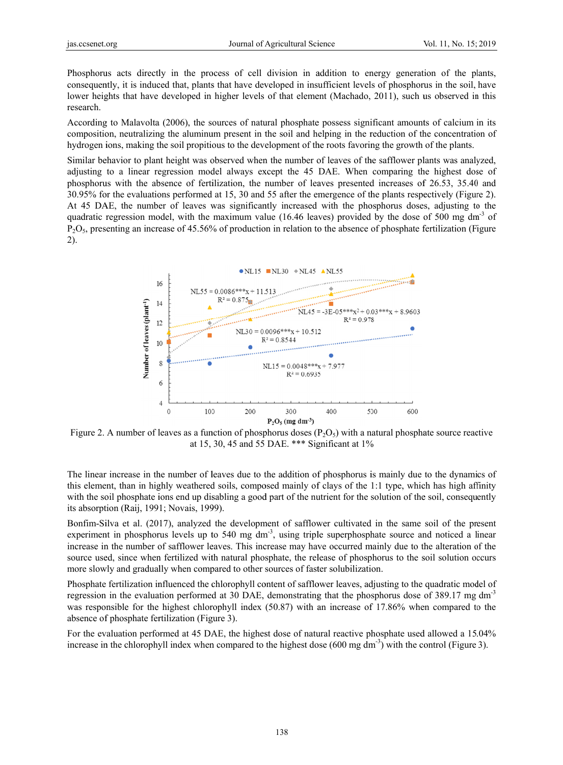Phosphorus acts directly in the process of cell division in addition to energy generation of the plants, consequently, it is induced that, plants that have developed in insufficient levels of phosphorus in the soil, have lower heights that have developed in higher levels of that element (Machado, 2011), such us observed in this research.

According to Malavolta (2006), the sources of natural phosphate possess significant amounts of calcium in its composition, neutralizing the aluminum present in the soil and helping in the reduction of the concentration of hydrogen ions, making the soil propitious to the development of the roots favoring the growth of the plants.

Similar behavior to plant height was observed when the number of leaves of the safflower plants was analyzed, adjusting to a linear regression model always except the 45 DAE. When comparing the highest dose of phosphorus with the absence of fertilization, the number of leaves presented increases of 26.53, 35.40 and 30.95% for the evaluations performed at 15, 30 and 55 after the emergence of the plants respectively (Figure 2). At 45 DAE, the number of leaves was significantly increased with the phosphorus doses, adjusting to the quadratic regression model, with the maximum value (16.46 leaves) provided by the dose of 500 mg dm$^{-3}$ of $P_2O_5$, presenting an increase of 45.56% of production in relation to the absence of phosphate fertilization (Figure 2).

Figure 2. A number of leaves as a function of phosphorus doses ($P_2O_5$) with a natural phosphate source reactive at 15, 30, 45 and 55 DAE. *** Significant at 1%

The linear increase in the number of leaves due to the addition of phosphorus is mainly due to the dynamics of this element, than in highly weathered soils, composed mainly of clays of the 1:1 type, which has high affinity with the soil phosphate ions end up disabling a good part of the nutrient for the solution of the soil, consequently its absorption (Raij, 1991; Novais, 1999).

Bonfim-Silva et al. (2017), analyzed the development of safflower cultivated in the same soil of the present experiment in phosphorus levels up to 540 mg dm$^{-3}$, using triple superphosphate source and noticed a linear increase in the number of safflower leaves. This increase may have occurred mainly due to the alteration of the source used, since when fertilized with natural phosphate, the release of phosphorus to the soil solution occurs more slowly and gradually when compared to other sources of faster solubilization.

Phosphate fertilization influenced the chlorophyll content of safflower leaves, adjusting to the quadratic model of regression in the evaluation performed at 30 DAE, demonstrating that the phosphorus dose of 389.17 mg dm$^{-3}$ was responsible for the highest chlorophyll index (50.87) with an increase of 17.86% when compared to the absence of phosphate fertilization (Figure 3).

For the evaluation performed at 45 DAE, the highest dose of natural reactive phosphate used allowed a 15.04% increase in the chlorophyll index when compared to the highest dose (600 mg dm$^{-3}$) with the control (Figure 3).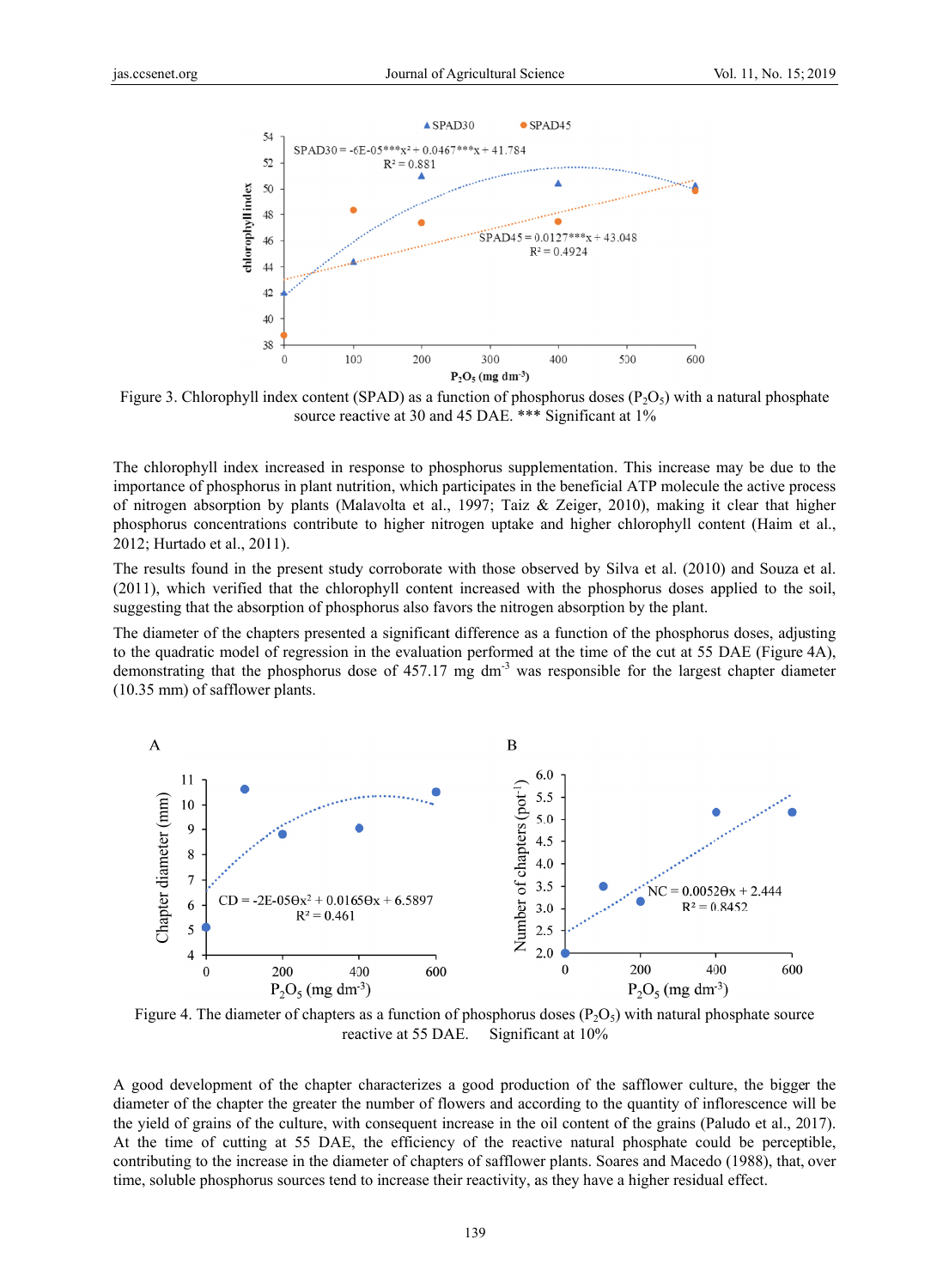Figure 3. Chlorophyll index content (SPAD) as a function of phosphorus doses ($P_2O_5$) with a natural phosphate source reactive at 30 and 45 DAE. *** Significant at 1%

The chlorophyll index increased in response to phosphorus supplementation. This increase may be due to the importance of phosphorus in plant nutrition, which participates in the beneficial ATP molecule the active process of nitrogen absorption by plants (Malavolta et al., 1997; Taiz & Zeiger, 2010), making it clear that higher phosphorus concentrations contribute to higher nitrogen uptake and higher chlorophyll content (Haim et al., 2012; Hurtado et al., 2011).

The results found in the present study corroborate with those observed by Silva et al. (2010) and Souza et al. (2011), which verified that the chlorophyll content increased with the phosphorus doses applied to the soil, suggesting that the absorption of phosphorus also favors the nitrogen absorption by the plant.

The diameter of the chapters presented a significant difference as a function of the phosphorus doses, adjusting to the quadratic model of regression in the evaluation performed at the time of the cut at 55 DAE (Figure 4A), demonstrating that the phosphorus dose of 457.17 mg $dm^{-3}$ was responsible for the largest chapter diameter (10.35 mm) of safflower plants.

Figure 4. The diameter of chapters as a function of phosphorus doses ($P_2O_5$) with natural phosphate source reactive at 55 DAE. Significant at 10%

A good development of the chapter characterizes a good production of the safflower culture, the bigger the diameter of the chapter the greater the number of flowers and according to the quantity of inflorescence will be the yield of grains of the culture, with consequent increase in the oil content of the grains (Paludo et al., 2017). At the time of cutting at 55 DAE, the efficiency of the reactive natural phosphate could be perceptible, contributing to the increase in the diameter of chapters of safflower plants. Soares and Macedo (1988), that, over time, soluble phosphorus sources tend to increase their reactivity, as they have a higher residual effect.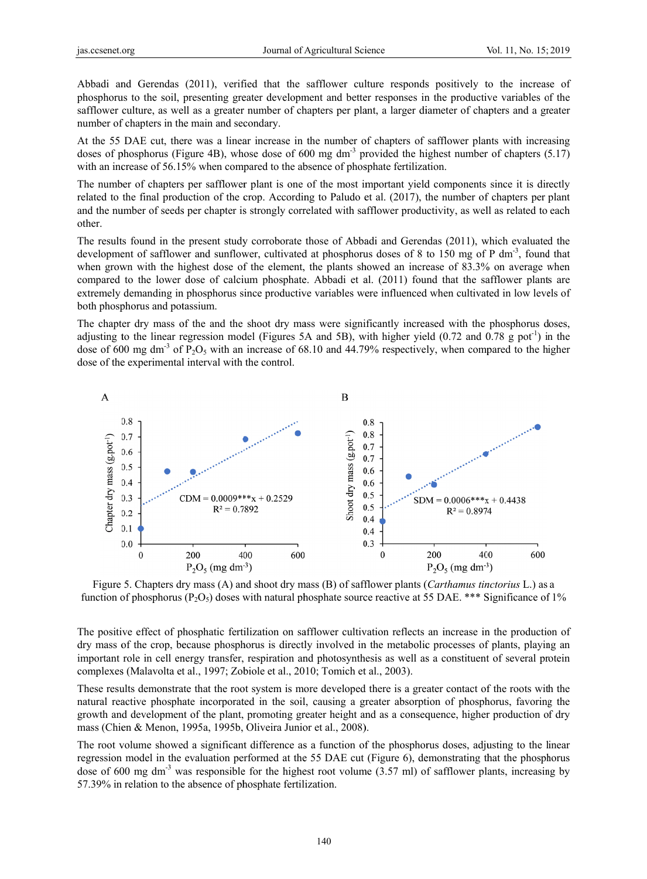Abbadi and Gerendas (2011), verified that the safflower culture responds positively to the increase of phosphorus to the soil, presenting greater development and better responses in the productive variables of the safflower culture, as well as a greater number of chapters per plant, a larger diameter of chapters and a greater number of chapters in the main and secondary.

At the 55 DAE cut, there was a linear increase in the number of chapters of safflower plants with increasing doses of phosphorus (Figure 4B), whose dose of 600 mg $dm^{-3}$ provided the highest number of chapters (5.17) with an increase of 56.15% when compared to the absence of phosphate fertilization.

The number of chapters per safflower plant is one of the most important yield components since it is directly related to the final production of the crop. According to Paludo et al. (2017), the number of chapters per plant and the number of seeds per chapter is strongly correlated with safflower productivity, as well as related to each other.

The results found in the present study corroborate those of Abbadi and Gerendas (2011), which evaluated the development of safflower and sunflower, cultivated at phosphorus doses of 8 to 150 mg of P $dm^{-3}$, found that when grown with the highest dose of the element, the plants showed an increase of 83.3% on average when compared to the lower dose of calcium phosphate. Abbadi et al. (2011) found that the safflower plants are extremely demanding in phosphorus since productive variables were influenced when cultivated in low levels of both phosphorus and potassium.

The chapter dry mass of the and the shoot dry mass were significantly increased with the phosphorus doses, adjusting to the linear regression model (Figures 5A and 5B), with higher yield (0.72 and 0.78 g $pot^{-1}$) in the dose of 600 mg $dm^{-3}$ of $P_2O_5$ with an increase of 68.10 and 44.79% respectively, when compared to the higher dose of the experimental interval with the control.

Figure 5. Chapters dry mass (A) and shoot dry mass (B) of safflower plants (*Carthamus tinctorius* L.) as a function of phosphorus ($P_2O_5$) doses with natural phosphate source reactive at 55 DAE. *** Significance of 1%

The positive effect of phosphatic fertilization on safflower cultivation reflects an increase in the production of dry mass of the crop, because phosphorus is directly involved in the metabolic processes of plants, playing an important role in cell energy transfer, respiration and photosynthesis as well as a constituent of several protein complexes (Malavolta et al., 1997; Zobiole et al., 2010; Tomich et al., 2003).

These results demonstrate that the root system is more developed there is a greater contact of the roots with the natural reactive phosphate incorporated in the soil, causing a greater absorption of phosphorus, favoring the growth and development of the plant, promoting greater height and as a consequence, higher production of dry mass (Chien & Menon, 1995a, 1995b, Oliveira Junior et al., 2008).

The root volume showed a significant difference as a function of the phosphorus doses, adjusting to the linear regression model in the evaluation performed at the 55 DAE cut (Figure 6), demonstrating that the phosphorus dose of 600 mg $dm^{-3}$ was responsible for the highest root volume (3.57 ml) of safflower plants, increasing by 57.39% in relation to the absence of phosphate fertilization.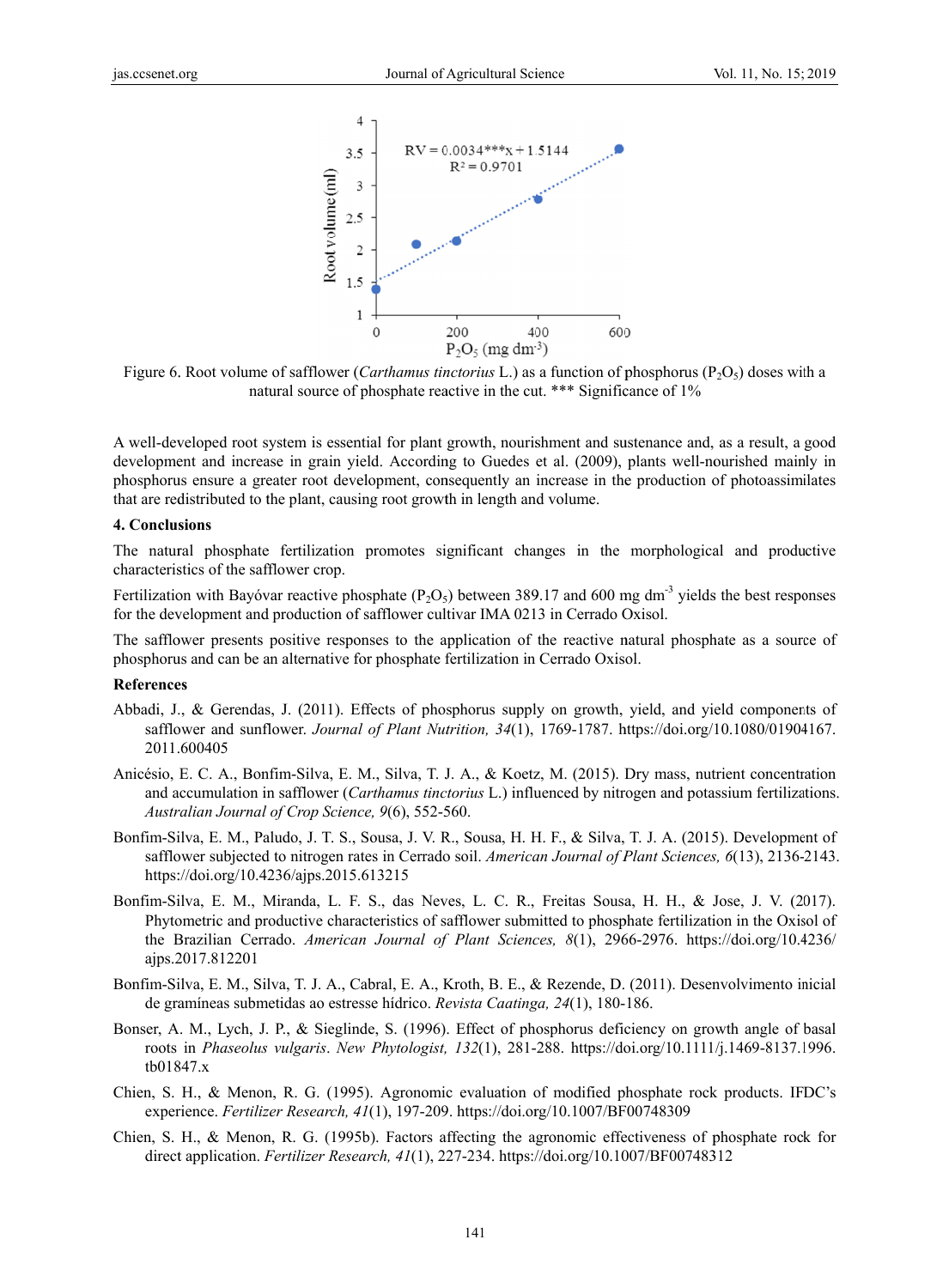Figure 6. Root volume of safflower (*Carthamus tinctorius* L.) as a function of phosphorus ($P_2O_5$) doses with a natural source of phosphate reactive in the cut. *** Significance of 1%

A well-developed root system is essential for plant growth, nourishment and sustenance and, as a result, a good development and increase in grain yield. According to Guedes et al. (2009), plants well-nourished mainly in phosphorus ensure a greater root development, consequently an increase in the production of photoassimilates that are redistributed to the plant, causing root growth in length and volume.

### 4. Conclusions

The natural phosphate fertilization promotes significant changes in the morphological and productive characteristics of the safflower crop.

Fertilization with Bayóvar reactive phosphate ($P_2O_5$) between 389.17 and 600 mg $dm^{-3}$ yields the best responses for the development and production of safflower cultivar IMA 0213 in Cerrado Oxisol.

The safflower presents positive responses to the application of the reactive natural phosphate as a source of phosphorus and can be an alternative for phosphate fertilization in Cerrado Oxisol.

### References

Abbadi, J., & Gerendas, J. (2011). Effects of phosphorus supply on growth, yield, and yield components of safflower and sunflower. *Journal of Plant Nutrition, 34*(1), 1769-1787. https://doi.org/10.1080/01904167.2011.600405

Anicésio, E. C. A., Bonfim-Silva, E. M., Silva, T. J. A., & Koetz, M. (2015). Dry mass, nutrient concentration and accumulation in safflower (*Carthamus tinctorius* L.) influenced by nitrogen and potassium fertilizations. *Australian Journal of Crop Science, 9*(6), 552-560.

Bonfim-Silva, E. M., Paludo, J. T. S., Sousa, J. V. R., Sousa, H. H. F., & Silva, T. J. A. (2015). Development of safflower subjected to nitrogen rates in Cerrado soil. *American Journal of Plant Sciences, 6*(13), 2136-2143. https://doi.org/10.4236/ajps.2015.613215

Bonfim-Silva, E. M., Miranda, L. F. S., das Neves, L. C. R., Freitas Sousa, H. H., & Jose, J. V. (2017). Phytometric and productive characteristics of safflower submitted to phosphate fertilization in the Oxisol of the Brazilian Cerrado. *American Journal of Plant Sciences, 8*(1), 2966-2976. https://doi.org/10.4236/ajps.2017.812201

Bonfim-Silva, E. M., Silva, T. J. A., Cabral, E. A., Kroth, B. E., & Rezende, D. (2011). Desenvolvimento inicial de gramíneas submetidas ao estresse hídrico. *Revista Caatinga, 24*(1), 180-186.

Bonser, A. M., Lych, J. P., & Sieglinde, S. (1996). Effect of phosphorus deficiency on growth angle of basal roots in *Phaseolus vulgaris*. *New Phytologist, 132*(1), 281-288. https://doi.org/10.1111/j.1469-8137.1996.tb01847.x

Chien, S. H., & Menon, R. G. (1995). Agronomic evaluation of modified phosphate rock products. IFDC's experience. *Fertilizer Research, 41*(1), 197-209. https://doi.org/10.1007/BF00748309

Chien, S. H., & Menon, R. G. (1995b). Factors affecting the agronomic effectiveness of phosphate rock for direct application. *Fertilizer Research, 41*(1), 227-234. https://doi.org/10.1007/BF00748312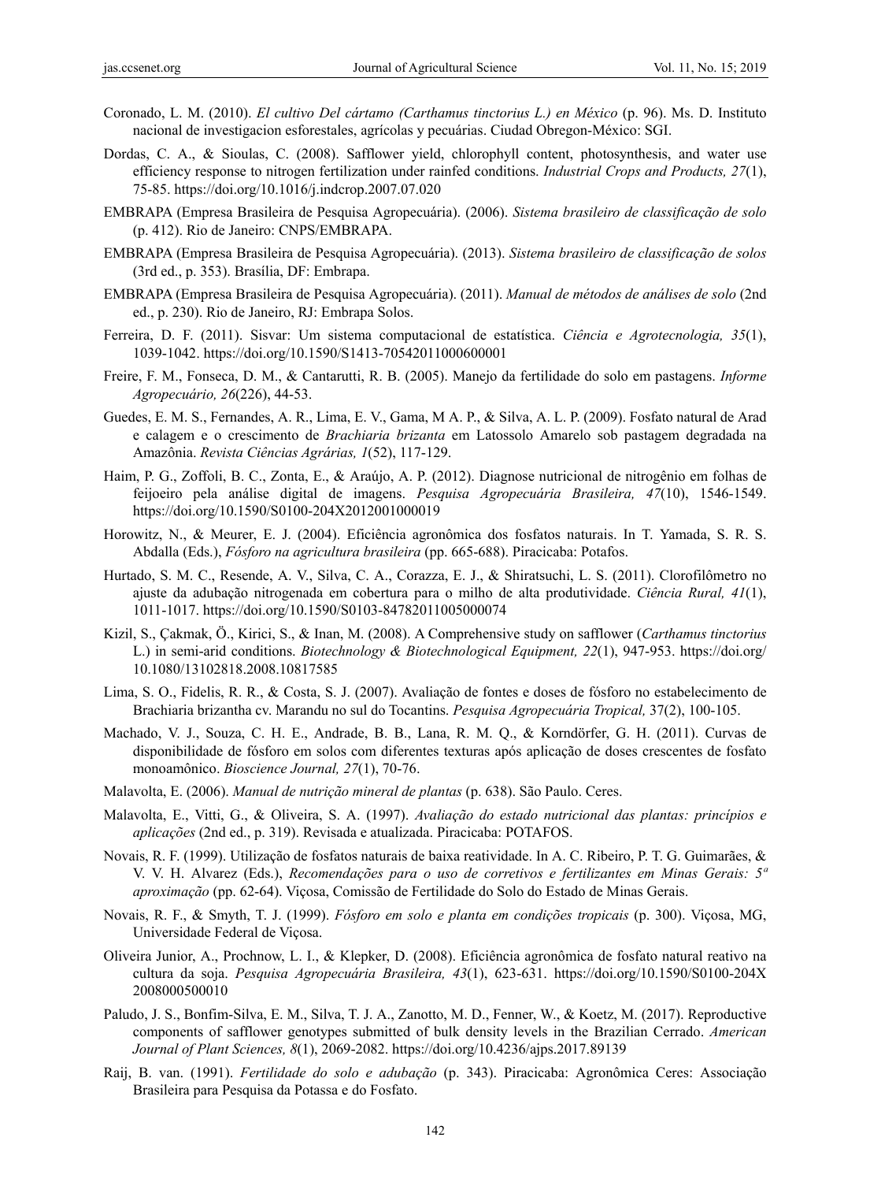Coronado, L. M. (2010). *El cultivo Del cártamo (Carthamus tinctorius L.) en México* (p. 96). Ms. D. Instituto nacional de investigacion esforestales, agrícolas y pecuárias. Ciudad Obregon-México: SGI.

Dordas, C. A., & Sioulas, C. (2008). Safflower yield, chlorophyll content, photosynthesis, and water use efficiency response to nitrogen fertilization under rainfed conditions. *Industrial Crops and Products, 27*(1), 75-85. https://doi.org/10.1016/j.indcrop.2007.07.020

EMBRAPA (Empresa Brasileira de Pesquisa Agropecuária). (2006). *Sistema brasileiro de classificação de solo* (p. 412). Rio de Janeiro: CNPS/EMBRAPA.

EMBRAPA (Empresa Brasileira de Pesquisa Agropecuária). (2013). *Sistema brasileiro de classificação de solos* (3rd ed., p. 353). Brasília, DF: Embrapa.

EMBRAPA (Empresa Brasileira de Pesquisa Agropecuária). (2011). *Manual de métodos de análises de solo* (2nd ed., p. 230). Rio de Janeiro, RJ: Embrapa Solos.

Ferreira, D. F. (2011). Sisvar: Um sistema computacional de estatística. *Ciência e Agrotecnologia, 35*(1), 1039-1042. https://doi.org/10.1590/S1413-70542011000600001

Freire, F. M., Fonseca, D. M., & Cantarutti, R. B. (2005). Manejo da fertilidade do solo em pastagens. *Informe Agropecuário, 26*(226), 44-53.

Guedes, E. M. S., Fernandes, A. R., Lima, E. V., Gama, M A. P., & Silva, A. L. P. (2009). Fosfato natural de Arad e calagem e o crescimento de *Brachiaria brizanta* em Latossolo Amarelo sob pastagem degradada na Amazônia. *Revista Ciências Agrárias, 1*(52), 117-129.

Haim, P. G., Zoffoli, B. C., Zonta, E., & Araújo, A. P. (2012). Diagnose nutricional de nitrogênio em folhas de feijoeiro pela análise digital de imagens. *Pesquisa Agropecuária Brasileira, 47*(10), 1546-1549. https://doi.org/10.1590/S0100-204X2012001000019

Horowitz, N., & Meurer, E. J. (2004). Eficiência agronômica dos fosfatos naturais. In T. Yamada, S. R. S. Abdalla (Eds.), *Fósforo na agricultura brasileira* (pp. 665-688). Piracicaba: Potafos.

Hurtado, S. M. C., Resende, A. V., Silva, C. A., Corazza, E. J., & Shiratsuchi, L. S. (2011). Clorofilômetro no ajuste da adubação nitrogenada em cobertura para o milho de alta produtividade. *Ciência Rural, 41*(1), 1011-1017. https://doi.org/10.1590/S0103-84782011005000074

Kizil, S., Çakmak, Ö., Kirici, S., & Inan, M. (2008). A Comprehensive study on safflower (*Carthamus tinctorius* L.) in semi-arid conditions. *Biotechnology & Biotechnological Equipment, 22*(1), 947-953. https://doi.org/10.1080/13102818.2008.10817585

Lima, S. O., Fidelis, R. R., & Costa, S. J. (2007). Avaliação de fontes e doses de fósforo no estabelecimento de Brachiaria brizantha cv. Marandu no sul do Tocantins. *Pesquisa Agropecuária Tropical,* 37(2), 100-105.

Machado, V. J., Souza, C. H. E., Andrade, B. B., Lana, R. M. Q., & Korndörfer, G. H. (2011). Curvas de disponibilidade de fósforo em solos com diferentes texturas após aplicação de doses crescentes de fosfato monoamônico. *Bioscience Journal, 27*(1), 70-76.

Malavolta, E. (2006). *Manual de nutrição mineral de plantas* (p. 638). São Paulo. Ceres.

Malavolta, E., Vitti, G., & Oliveira, S. A. (1997). *Avaliação do estado nutricional das plantas: princípios e aplicações* (2nd ed., p. 319). Revisada e atualizada. Piracicaba: POTAFOS.

Novais, R. F. (1999). Utilização de fosfatos naturais de baixa reatividade. In A. C. Ribeiro, P. T. G. Guimarães, & V. V. H. Alvarez (Eds.), *Recomendações para o uso de corretivos e fertilizantes em Minas Gerais: 5ª aproximação* (pp. 62-64). Viçosa, Comissão de Fertilidade do Solo do Estado de Minas Gerais.

Novais, R. F., & Smyth, T. J. (1999). *Fósforo em solo e planta em condições tropicais* (p. 300). Viçosa, MG, Universidade Federal de Viçosa.

Oliveira Junior, A., Prochnow, L. I., & Klepker, D. (2008). Eficiência agronômica de fosfato natural reativo na cultura da soja. *Pesquisa Agropecuária Brasileira, 43*(1), 623-631. https://doi.org/10.1590/S0100-204X2008000500010

Paludo, J. S., Bonfim-Silva, E. M., Silva, T. J. A., Zanotto, M. D., Fenner, W., & Koetz, M. (2017). Reproductive components of safflower genotypes submitted of bulk density levels in the Brazilian Cerrado. *American Journal of Plant Sciences, 8*(1), 2069-2082. https://doi.org/10.4236/ajps.2017.89139

Raij, B. van. (1991). *Fertilidade do solo e adubação* (p. 343). Piracicaba: Agronômica Ceres: Associação Brasileira para Pesquisa da Potassa e do Fosfato.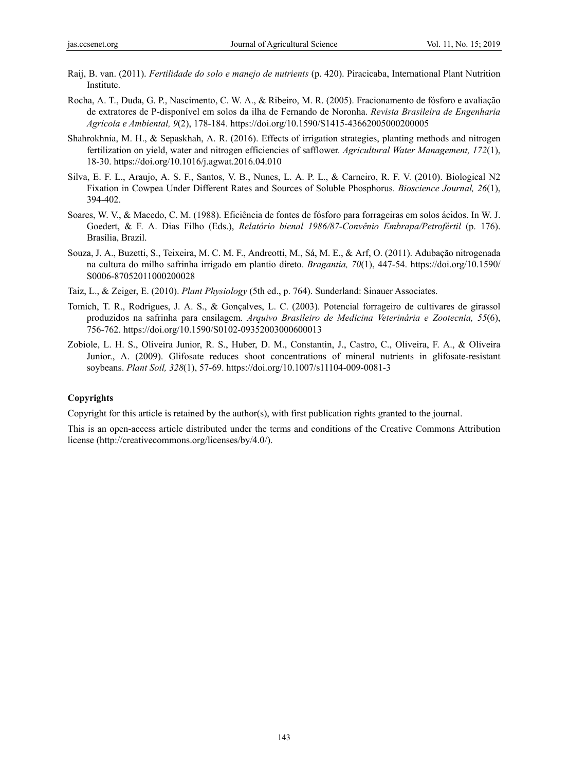Raij, B. van. (2011). *Fertilidade do solo e manejo de nutrients* (p. 420). Piracicaba, International Plant Nutrition Institute.

Rocha, A. T., Duda, G. P., Nascimento, C. W. A., & Ribeiro, M. R. (2005). Fracionamento de fósforo e avaliação de extratores de P-disponível em solos da ilha de Fernando de Noronha. *Revista Brasileira de Engenharia Agrícola e Ambiental, 9*(2), 178-184. https://doi.org/10.1590/S1415-43662005000200005

Shahrokhnia, M. H., & Sepaskhah, A. R. (2016). Effects of irrigation strategies, planting methods and nitrogen fertilization on yield, water and nitrogen efficiencies of safflower. *Agricultural Water Management, 172*(1), 18-30. https://doi.org/10.1016/j.agwat.2016.04.010

Silva, E. F. L., Araujo, A. S. F., Santos, V. B., Nunes, L. A. P. L., & Carneiro, R. F. V. (2010). Biological N2 Fixation in Cowpea Under Different Rates and Sources of Soluble Phosphorus. *Bioscience Journal, 26*(1), 394-402.

Soares, W. V., & Macedo, C. M. (1988). Eficiência de fontes de fósforo para forrageiras em solos ácidos. In W. J. Goedert, & F. A. Dias Filho (Eds.), *Relatório bienal 1986/87-Convênio Embrapa/Petrofértil* (p. 176). Brasília, Brazil.

Souza, J. A., Buzetti, S., Teixeira, M. C. M. F., Andreotti, M., Sá, M. E., & Arf, O. (2011). Adubação nitrogenada na cultura do milho safrinha irrigado em plantio direto. *Bragantia, 70*(1), 447-54. https://doi.org/10.1590/S0006-87052011000200028

Taiz, L., & Zeiger, E. (2010). *Plant Physiology* (5th ed., p. 764). Sunderland: Sinauer Associates.

Tomich, T. R., Rodrigues, J. A. S., & Gonçalves, L. C. (2003). Potencial forrageiro de cultivares de girassol produzidos na safrinha para ensilagem. *Arquivo Brasileiro de Medicina Veterinária e Zootecnia, 55*(6), 756-762. https://doi.org/10.1590/S0102-09352003000600013

Zobiole, L. H. S., Oliveira Junior, R. S., Huber, D. M., Constantin, J., Castro, C., Oliveira, F. A., & Oliveira Junior., A. (2009). Glifosate reduces shoot concentrations of mineral nutrients in glifosate-resistant soybeans. *Plant Soil, 328*(1), 57-69. https://doi.org/10.1007/s11104-009-0081-3

**Copyrights**

Copyright for this article is retained by the author(s), with first publication rights granted to the journal.

This is an open-access article distributed under the terms and conditions of the Creative Commons Attribution license (http://creativecommons.org/licenses/by/4.0/).